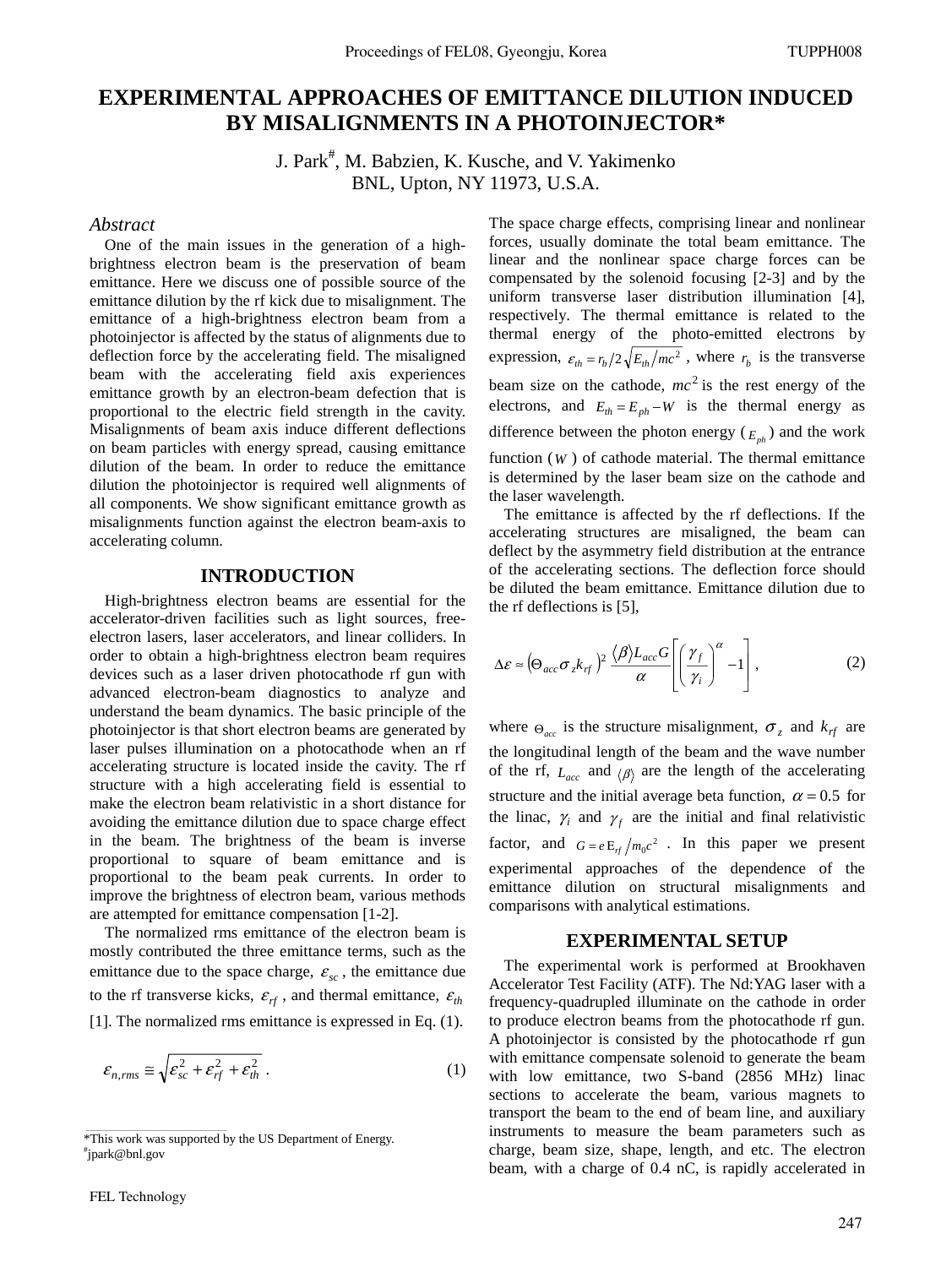# EXPERIMENTAL APPROACHES OF EMITTANCE DILUTION INDUCED BY MISALIGNMENTS IN A PHOTOINJECTOR*

J. Park[#], M. Babzien, K. Kusche, and V. Yakimenko
BNL, Upton, NY 11973, U.S.A.

## *Abstract*

One of the main issues in the generation of a high-brightness electron beam is the preservation of beam emittance. Here we discuss one of possible source of the emittance dilution by the rf kick due to misalignment. The emittance of a high-brightness electron beam from a photoinjector is affected by the status of alignments due to deflection force by the accelerating field. The misaligned beam with the accelerating field axis experiences emittance growth by an electron-beam defection that is proportional to the electric field strength in the cavity. Misalignments of beam axis induce different deflections on beam particles with energy spread, causing emittance dilution of the beam. In order to reduce the emittance dilution the photoinjector is required well alignments of all components. We show significant emittance growth as misalignments function against the electron beam-axis to accelerating column.

## INTRODUCTION

High-brightness electron beams are essential for the accelerator-driven facilities such as light sources, free-electron lasers, laser accelerators, and linear colliders. In order to obtain a high-brightness electron beam requires devices such as a laser driven photocathode rf gun with advanced electron-beam diagnostics to analyze and understand the beam dynamics. The basic principle of the photoinjector is that short electron beams are generated by laser pulses illumination on a photocathode when an rf accelerating structure is located inside the cavity. The rf structure with a high accelerating field is essential to make the electron beam relativistic in a short distance for avoiding the emittance dilution due to space charge effect in the beam. The brightness of the beam is inverse proportional to square of beam emittance and is proportional to the beam peak currents. In order to improve the brightness of electron beam, various methods are attempted for emittance compensation [1-2].

The normalized rms emittance of the electron beam is mostly contributed the three emittance terms, such as the emittance due to the space charge, $\varepsilon_{sc}$, the emittance due to the rf transverse kicks, $\varepsilon_{rf}$, and thermal emittance, $\varepsilon_{th}$ [1]. The normalized rms emittance is expressed in Eq. (1).

$$\varepsilon_{n,rms} \cong \sqrt{\varepsilon_{sc}^2 + \varepsilon_{rf}^2 + \varepsilon_{th}^2}\ . \qquad (1)$$

The space charge effects, comprising linear and nonlinear forces, usually dominate the total beam emittance. The linear and the nonlinear space charge forces can be compensated by the solenoid focusing [2-3] and by the uniform transverse laser distribution illumination [4], respectively. The thermal emittance is related to the thermal energy of the photo-emitted electrons by expression, $\varepsilon_{th} = r_b / 2\sqrt{E_{th}/mc^2}$, where $r_b$ is the transverse beam size on the cathode, $mc^2$ is the rest energy of the electrons, and $E_{th} = E_{ph} - W$ is the thermal energy as difference between the photon energy ($E_{ph}$) and the work function ($W$) of cathode material. The thermal emittance is determined by the laser beam size on the cathode and the laser wavelength.

The emittance is affected by the rf deflections. If the accelerating structures are misaligned, the beam can deflect by the asymmetry field distribution at the entrance of the accelerating sections. The deflection force should be diluted the beam emittance. Emittance dilution due to the rf deflections is [5],

$$\Delta\varepsilon \approx \left(\Theta_{acc}\sigma_z k_{rf}\right)^2 \frac{\langle\beta\rangle L_{acc} G}{\alpha}\left[\left(\frac{\gamma_f}{\gamma_i}\right)^{\alpha} - 1\right], \qquad (2)$$

where $\Theta_{acc}$ is the structure misalignment, $\sigma_z$ and $k_{rf}$ are the longitudinal length of the beam and the wave number of the rf, $L_{acc}$ and $\langle\beta\rangle$ are the length of the accelerating structure and the initial average beta function, $\alpha = 0.5$ for the linac, $\gamma_i$ and $\gamma_f$ are the initial and final relativistic factor, and $G = e\mathrm{E}_{rf}/m_0c^2$. In this paper we present experimental approaches of the dependence of the emittance dilution on structural misalignments and comparisons with analytical estimations.

## EXPERIMENTAL SETUP

The experimental work is performed at Brookhaven Accelerator Test Facility (ATF). The Nd:YAG laser with a frequency-quadrupled illuminate on the cathode in order to produce electron beams from the photocathode rf gun. A photoinjector is consisted by the photocathode rf gun with emittance compensate solenoid to generate the beam with low emittance, two S-band (2856 MHz) linac sections to accelerate the beam, various magnets to transport the beam to the end of beam line, and auxiliary instruments to measure the beam parameters such as charge, beam size, shape, length, and etc. The electron beam, with a charge of 0.4 nC, is rapidly accelerated in

*This work was supported by the US Department of Energy.
[#]jpark@bnl.gov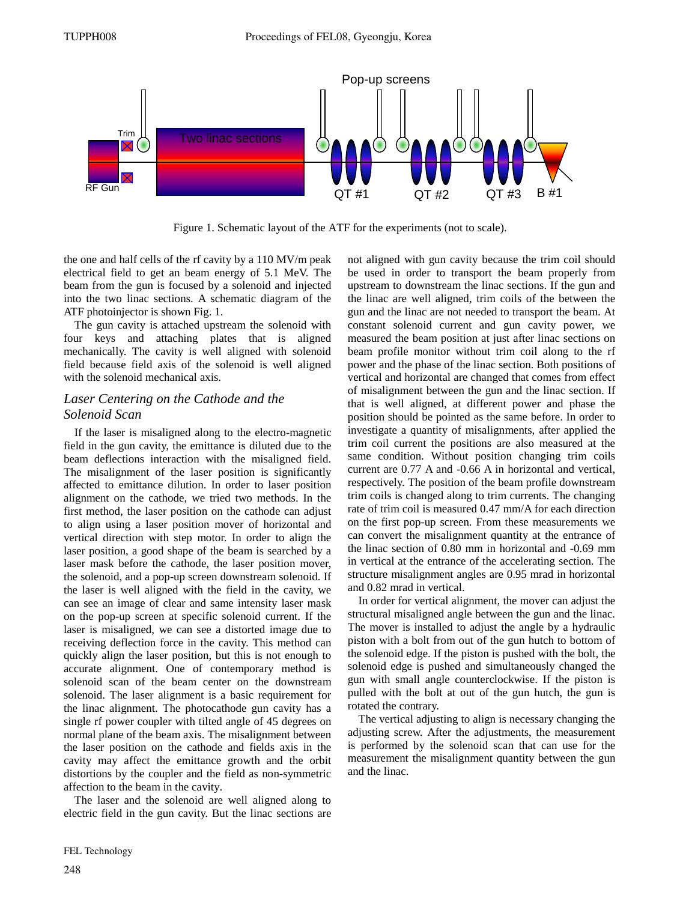Figure 1. Schematic layout of the ATF for the experiments (not to scale).

the one and half cells of the rf cavity by a 110 MV/m peak electrical field to get an beam energy of 5.1 MeV. The beam from the gun is focused by a solenoid and injected into the two linac sections. A schematic diagram of the ATF photoinjector is shown Fig. 1.

The gun cavity is attached upstream the solenoid with four keys and attaching plates that is aligned mechanically. The cavity is well aligned with solenoid field because field axis of the solenoid is well aligned with the solenoid mechanical axis.

### *Laser Centering on the Cathode and the Solenoid Scan*

If the laser is misaligned along to the electro-magnetic field in the gun cavity, the emittance is diluted due to the beam deflections interaction with the misalinged field. The misalignment of the laser position is significantly affected to emittance dilution. In order to laser position alignment on the cathode, we tried two methods. In the first method, the laser position on the cathode can adjust to align using a laser position mover of horizontal and vertical direction with step motor. In order to align the laser position, a good shape of the beam is searched by a laser mask before the cathode, the laser position mover, the solenoid, and a pop-up screen downstream solenoid. If the laser is well aligned with the field in the cavity, we can see an image of clear and same intensity laser mask on the pop-up screen at specific solenoid current. If the laser is misaligned, we can see a distorted image due to receiving deflection force in the cavity. This method can quickly align the laser position, but this is not enough to accurate alignment. One of contemporary method is solenoid scan of the beam center on the downstream solenoid. The laser alignment is a basic requirement for the linac alignment. The photocathode gun cavity has a single rf power coupler with tilted angle of 45 degrees on normal plane of the beam axis. The misalignment between the laser position on the cathode and fields axis in the cavity may affect the emittance growth and the orbit distortions by the coupler and the field as non-symmetric affection to the beam in the cavity.

The laser and the solenoid are well aligned along to electric field in the gun cavity. But the linac sections are not aligned with gun cavity because the trim coil should be used in order to transport the beam properly from upstream to downstream the linac sections. If the gun and the linac are well aligned, trim coils of the between the gun and the linac are not needed to transport the beam. At constant solenoid current and gun cavity power, we measured the beam position at just after linac sections on beam profile monitor without trim coil along to the rf power and the phase of the linac section. Both positions of vertical and horizontal are changed that comes from effect of misalignment between the gun and the linac section. If that is well aligned, at different power and phase the position should be pointed as the same before. In order to investigate a quantity of misalignments, after applied the trim coil current the positions are also measured at the same condition. Without position changing trim coils current are 0.77 A and -0.66 A in horizontal and vertical, respectively. The position of the beam profile downstream trim coils is changed along to trim currents. The changing rate of trim coil is measured 0.47 mm/A for each direction on the first pop-up screen. From these measurements we can convert the misalignment quantity at the entrance of the linac section of 0.80 mm in horizontal and -0.69 mm in vertical at the entrance of the accelerating section. The structure misalignment angles are 0.95 mrad in horizontal and 0.82 mrad in vertical.

In order for vertical alignment, the mover can adjust the structural misaligned angle between the gun and the linac. The mover is installed to adjust the angle by a hydraulic piston with a bolt from out of the gun hutch to bottom of the solenoid edge. If the piston is pushed with the bolt, the solenoid edge is pushed and simultaneously changed the gun with small angle counterclockwise. If the piston is pulled with the bolt at out of the gun hutch, the gun is rotated the contrary.

The vertical adjusting to align is necessary changing the adjusting screw. After the adjustments, the measurement is performed by the solenoid scan that can use for the measurement the misalignment quantity between the gun and the linac.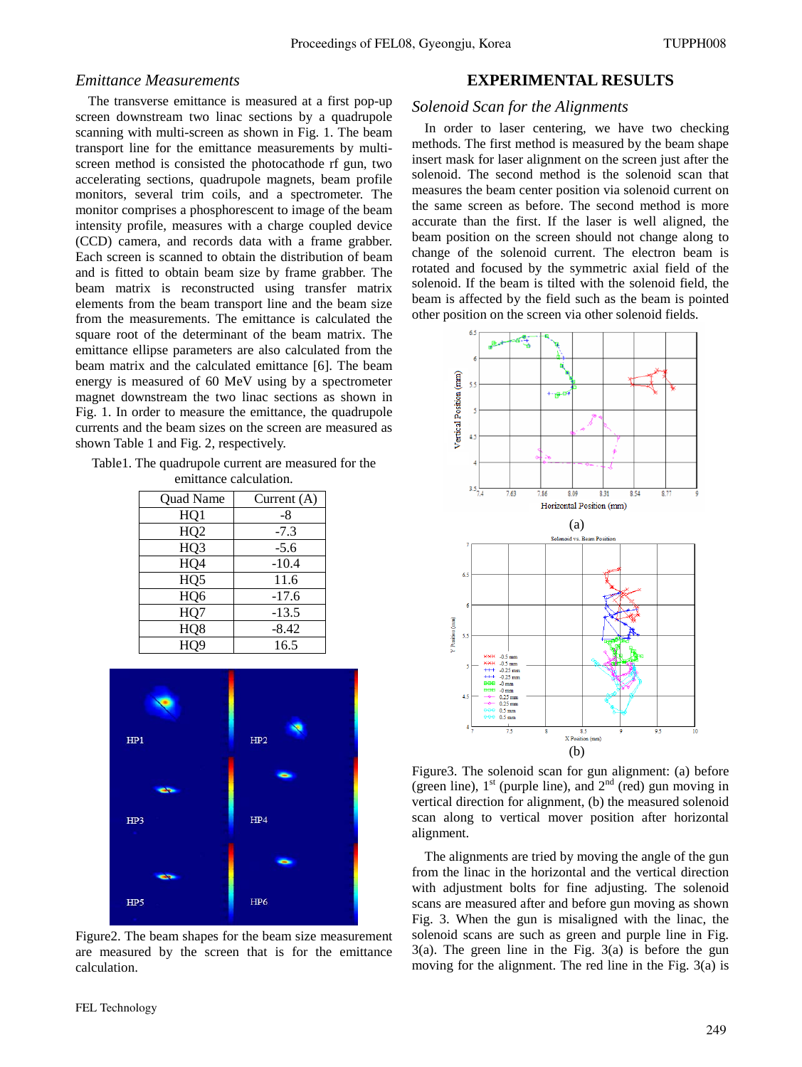### *Emittance Measurements*

The transverse emittance is measured at a first pop-up screen downstream two linac sections by a quadrupole scanning with multi-screen as shown in Fig. 1. The beam transport line for the emittance measurements by multi-screen method is consisted the photocathode rf gun, two accelerating sections, quadrupole magnets, beam profile monitors, several trim coils, and a spectrometer. The monitor comprises a phosphorescent to image of the beam intensity profile, measures with a charge coupled device (CCD) camera, and records data with a frame grabber. Each screen is scanned to obtain the distribution of beam and is fitted to obtain beam size by frame grabber. The beam matrix is reconstructed using transfer matrix elements from the beam transport line and the beam size from the measurements. The emittance is calculated the square root of the determinant of the beam matrix. The emittance ellipse parameters are also calculated from the beam matrix and the calculated emittance [6]. The beam energy is measured of 60 MeV using by a spectrometer magnet downstream the two linac sections as shown in Fig. 1. In order to measure the emittance, the quadrupole currents and the beam sizes on the screen are measured as shown Table 1 and Fig. 2, respectively.

Table1. The quadrupole current are measured for the emittance calculation.

| Quad Name | Current (A) |
|---|---|
| HQ1 | -8 |
| HQ2 | -7.3 |
| HQ3 | -5.6 |
| HQ4 | -10.4 |
| HQ5 | 11.6 |
| HQ6 | -17.6 |
| HQ7 | -13.5 |
| HQ8 | -8.42 |
| HQ9 | 16.5 |

Figure2. The beam shapes for the beam size measurement are measured by the screen that is for the emittance calculation.

## EXPERIMENTAL RESULTS

### *Solenoid Scan for the Alignments*

In order to laser centering, we have two checking methods. The first method is measured by the beam shape insert mask for laser alignment on the screen just after the solenoid. The second method is the solenoid scan that measures the beam center position via solenoid current on the same screen as before. The second method is more accurate than the first. If the laser is well aligned, the beam position on the screen should not change along to change of the solenoid current. The electron beam is rotated and focused by the symmetric axial field of the solenoid. If the beam is tilted with the solenoid field, the beam is affected by the field such as the beam is pointed other position on the screen via other solenoid fields.

Figure3. The solenoid scan for gun alignment: (a) before (green line), 1st (purple line), and 2nd (red) gun moving in vertical direction for alignment, (b) the measured solenoid scan along to vertical mover position after horizontal alignment.

The alignments are tried by moving the angle of the gun from the linac in the horizontal and the vertical direction with adjustment bolts for fine adjusting. The solenoid scans are measured after and before gun moving as shown Fig. 3. When the gun is misaligned with the linac, the solenoid scans are such as green and purple line in Fig. 3(a). The green line in the Fig. 3(a) is before the gun moving for the alignment. The red line in the Fig. 3(a) is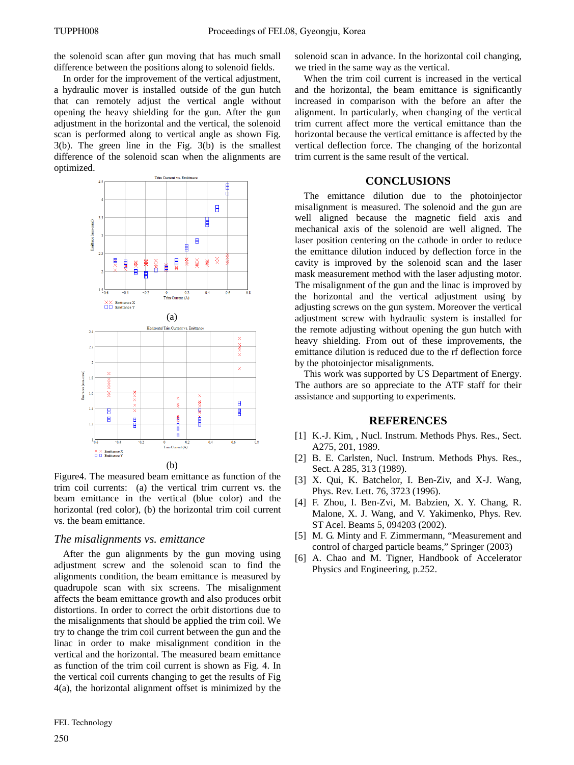the solenoid scan after gun moving that has much small difference between the positions along to solenoid fields.

In order for the improvement of the vertical adjustment, a hydraulic mover is installed outside of the gun hutch that can remotely adjust the vertical angle without opening the heavy shielding for the gun. After the gun adjustment in the horizontal and the vertical, the solenoid scan is performed along to vertical angle as shown Fig. 3(b). The green line in the Fig. 3(b) is the smallest difference of the solenoid scan when the alignments are optimized.

Trim Current vs. Emittnace

Emittance (mm-mrad)

4.5
4
3.5
3
2.5
2
1.5

−0.6 −0.4 −0.2 0 0.2 0.4 0.6 0.8

Trim Current (A)

Emittance X
Emittance Y

(a)

Horizontal Trim Current vs. Emittance

Emittance (mm-mrad)

2.4
2.2
2
1.8
1.6
1.4
1.2
1

−0.6 −0.4 −0.2 0 0.2 0.4 0.6 0.8

Trim Current (A)

Emittance X
Emittance Y

(b)

Figure4. The measured beam emittance as function of the trim coil currents: (a) the vertical trim current vs. the beam emittance in the vertical (blue color) and the horizontal (red color), (b) the horizontal trim coil current vs. the beam emittance.

### *The misalignments vs. emittance*

After the gun alignments by the gun moving using adjustment screw and the solenoid scan to find the alignments condition, the beam emittance is measured by quadrupole scan with six screens. The misalignment affects the beam emittance growth and also produces orbit distortions. In order to correct the orbit distortions due to the misalignments that should be applied the trim coil. We try to change the trim coil current between the gun and the linac in order to make misalignment condition in the vertical and the horizontal. The measured beam emittance as function of the trim coil current is shown as Fig. 4. In the vertical coil currents changing to get the results of Fig 4(a), the horizontal alignment offset is minimized by the solenoid scan in advance. In the horizontal coil changing, we tried in the same way as the vertical.

When the trim coil current is increased in the vertical and the horizontal, the beam emittance is significantly increased in comparison with the before an after the alignment. In particularly, when changing of the vertical trim current affect more the vertical emittance than the horizontal because the vertical emittance is affected by the vertical deflection force. The changing of the horizontal trim current is the same result of the vertical.

## CONCLUSIONS

The emittance dilution due to the photoinjector misalignment is measured. The solenoid and the gun are well aligned because the magnetic field axis and mechanical axis of the solenoid are well aligned. The laser position centering on the cathode in order to reduce the emittance dilution induced by deflection force in the cavity is improved by the solenoid scan and the laser mask measurement method with the laser adjusting motor. The misalignment of the gun and the linac is improved by the horizontal and the vertical adjustment using by adjusting screws on the gun system. Moreover the vertical adjustment screw with hydraulic system is installed for the remote adjusting without opening the gun hutch with heavy shielding. From out of these improvements, the emittance dilution is reduced due to the rf deflection force by the photoinjector misalignments.

This work was supported by US Department of Energy. The authors are so appreciate to the ATF staff for their assistance and supporting to experiments.

## REFERENCES

[1] K.-J. Kim, , Nucl. Instrum. Methods Phys. Res., Sect. A275, 201, 1989.

[2] B. E. Carlsten, Nucl. Instrum. Methods Phys. Res., Sect. A 285, 313 (1989).

[3] X. Qui, K. Batchelor, I. Ben-Ziv, and X-J. Wang, Phys. Rev. Lett. 76, 3723 (1996).

[4] F. Zhou, I. Ben-Zvi, M. Babzien, X. Y. Chang, R. Malone, X. J. Wang, and V. Yakimenko, Phys. Rev. ST Acel. Beams 5, 094203 (2002).

[5] M. G. Minty and F. Zimmermann, "Measurement and control of charged particle beams," Springer (2003)

[6] A. Chao and M. Tigner, Handbook of Accelerator Physics and Engineering, p.252.